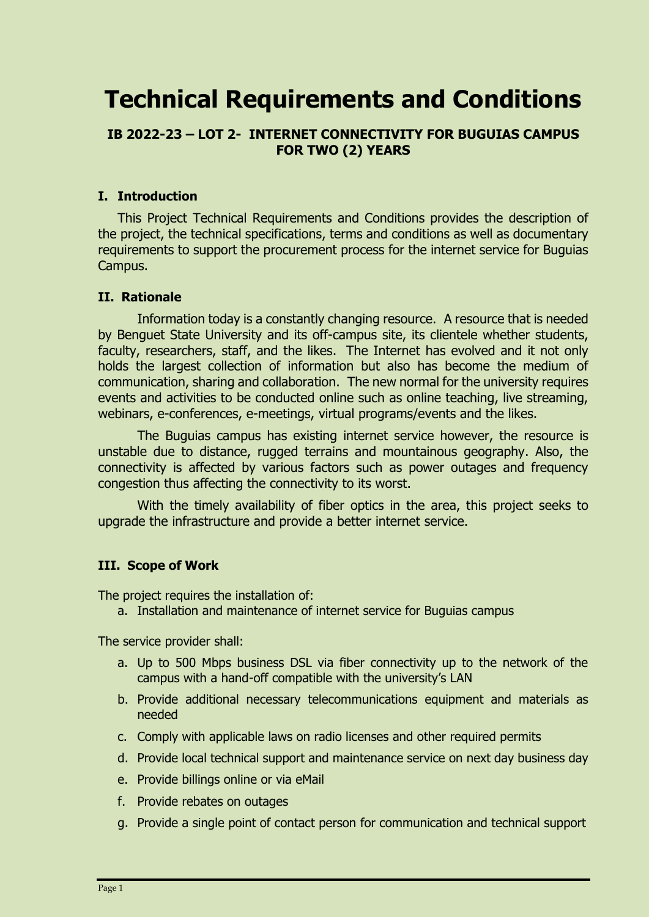# Technical Requirements and Conditions

### IB 2022-23 – LOT 2- INTERNET CONNECTIVITY FOR BUGUIAS CAMPUS FOR TWO (2) YEARS

## I. Introduction

This Project Technical Requirements and Conditions provides the description of the project, the technical specifications, terms and conditions as well as documentary requirements to support the procurement process for the internet service for Buguias Campus.

## II. Rationale

Information today is a constantly changing resource. A resource that is needed by Benguet State University and its off-campus site, its clientele whether students, faculty, researchers, staff, and the likes. The Internet has evolved and it not only holds the largest collection of information but also has become the medium of communication, sharing and collaboration. The new normal for the university requires events and activities to be conducted online such as online teaching, live streaming, webinars, e-conferences, e-meetings, virtual programs/events and the likes.

The Buguias campus has existing internet service however, the resource is unstable due to distance, rugged terrains and mountainous geography. Also, the connectivity is affected by various factors such as power outages and frequency congestion thus affecting the connectivity to its worst.

With the timely availability of fiber optics in the area, this project seeks to upgrade the infrastructure and provide a better internet service.

## III. Scope of Work

The project requires the installation of:

a. Installation and maintenance of internet service for Buguias campus

The service provider shall:

a. Up to 500 Mbps business DSL via fiber connectivity up to the network of the campus with a hand-off compatible with the university's LAN
b. Provide additional necessary telecommunications equipment and materials as needed
c. Comply with applicable laws on radio licenses and other required permits
d. Provide local technical support and maintenance service on next day business day
e. Provide billings online or via eMail
f. Provide rebates on outages
g. Provide a single point of contact person for communication and technical support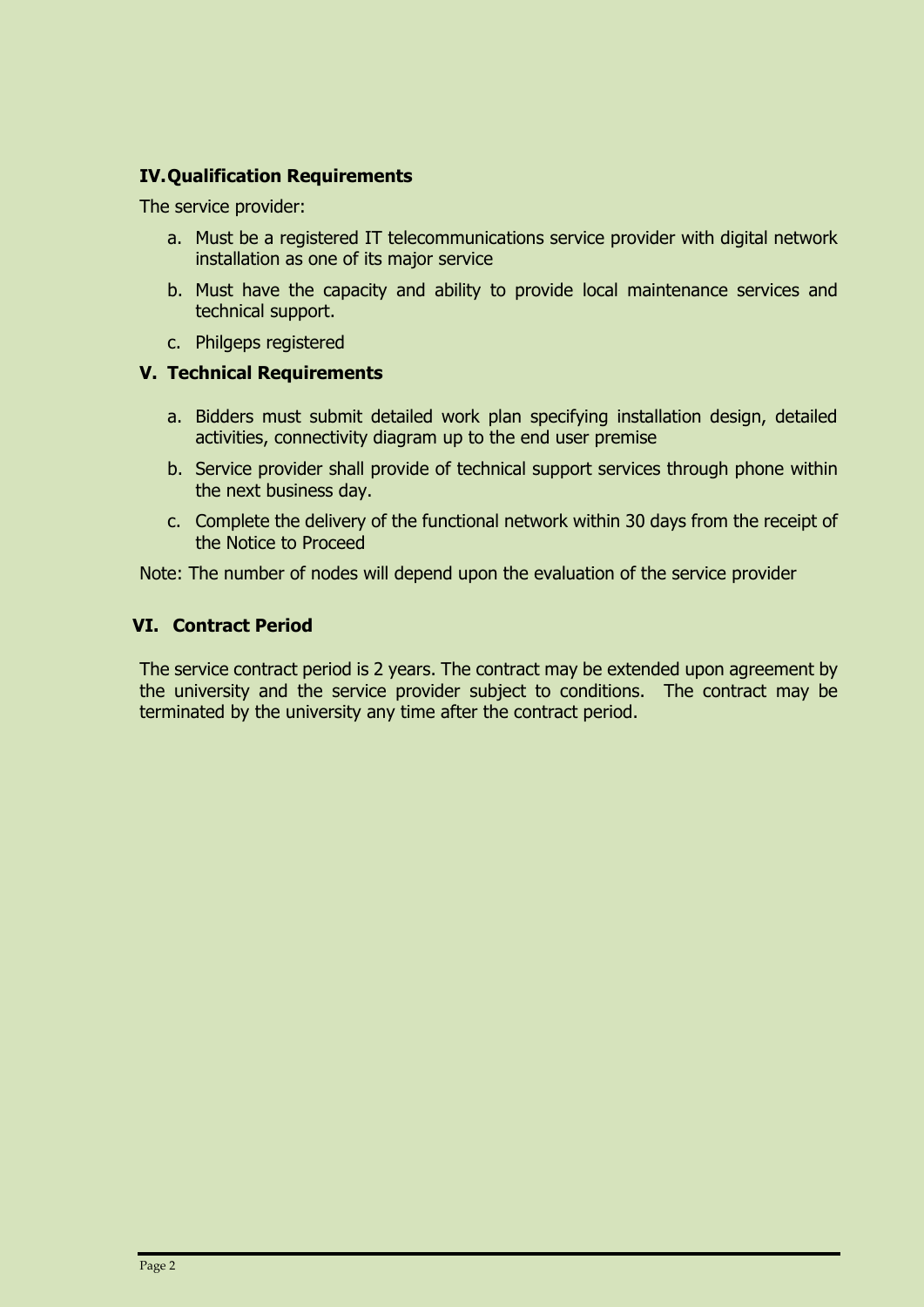## IV. Qualification Requirements

The service provider:

a. Must be a registered IT telecommunications service provider with digital network installation as one of its major service

b. Must have the capacity and ability to provide local maintenance services and technical support.

c. Philgeps registered

## V. Technical Requirements

a. Bidders must submit detailed work plan specifying installation design, detailed activities, connectivity diagram up to the end user premise

b. Service provider shall provide of technical support services through phone within the next business day.

c. Complete the delivery of the functional network within 30 days from the receipt of the Notice to Proceed

Note: The number of nodes will depend upon the evaluation of the service provider

## VI. Contract Period

The service contract period is 2 years. The contract may be extended upon agreement by the university and the service provider subject to conditions. The contract may be terminated by the university any time after the contract period.